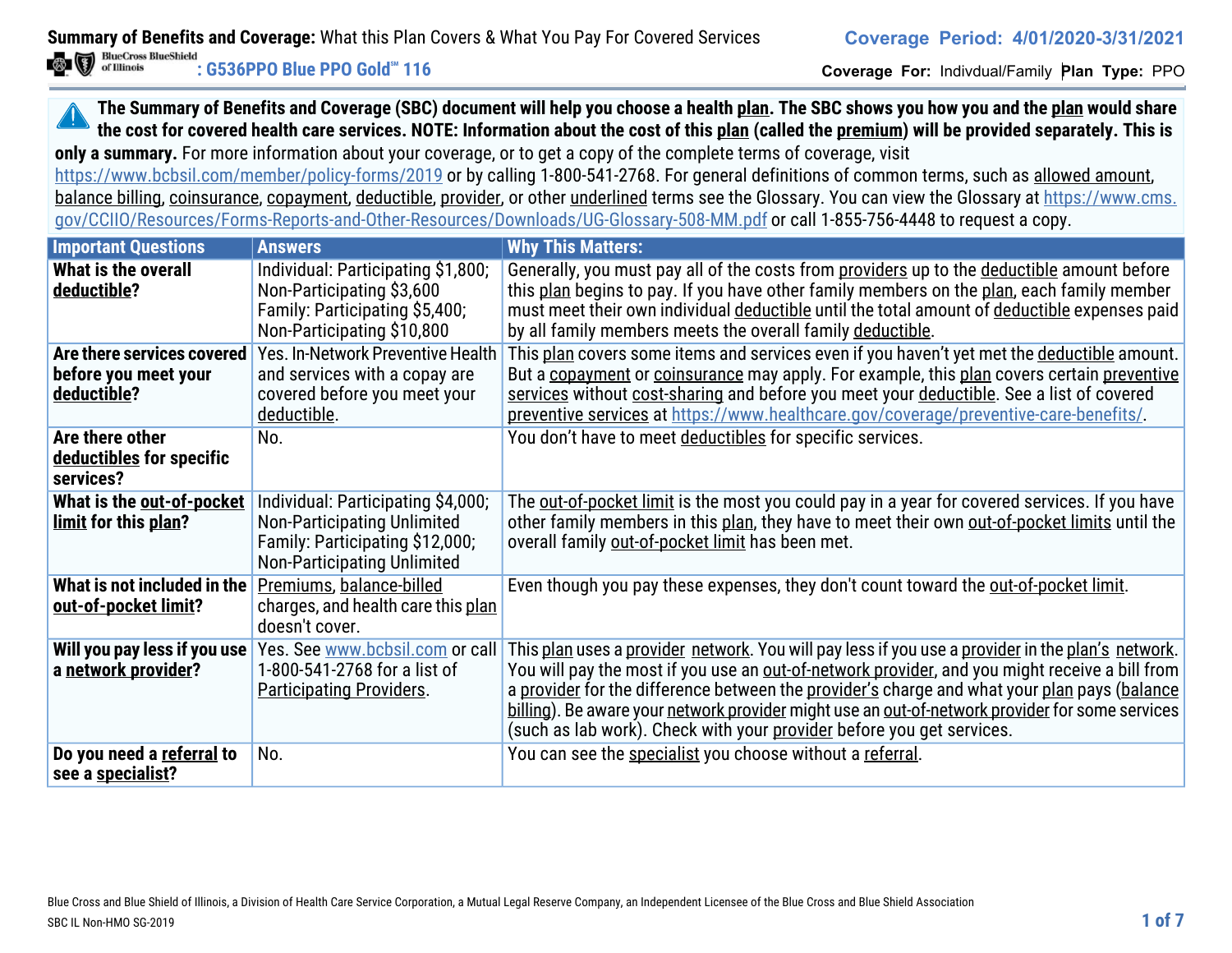**Summary of Benefits and Coverage:** What this Plan Covers & What You Pay For Covered Services

**Coverage Period: 4/01/2020-3/31/2021**

BlueCross BlueShield of Illinois **: G536PPO Blue PPO Gold℠ 116**

**Coverage For:** Indivdual/Family **Plan Type:** PPO

**The Summary of Benefits and Coverage (SBC) document will help you choose a health plan. The SBC shows you how you and the plan would share the cost for covered health care services. NOTE: Information about the cost of this plan (called the premium) will be provided separately. This is only a summary.** For more information about your coverage, or to get a copy of the complete terms of coverage, visit https://www.bcbsil.com/member/policy-forms/2019 or by calling 1-800-541-2768. For general definitions of common terms, such as allowed amount, balance billing, coinsurance, copayment, deductible, provider, or other underlined terms see the Glossary. You can view the Glossary at https://www.cms.gov/CCIIO/Resources/Forms-Reports-and-Other-Resources/Downloads/UG-Glossary-508-MM.pdf or call 1-855-756-4448 to request a copy.

| Important Questions | Answers | Why This Matters: |
|---|---|---|
| **What is the overall deductible?** | Individual: Participating $1,800; Non-Participating $3,600 Family: Participating $5,400; Non-Participating $10,800 | Generally, you must pay all of the costs from providers up to the deductible amount before this plan begins to pay. If you have other family members on the plan, each family member must meet their own individual deductible until the total amount of deductible expenses paid by all family members meets the overall family deductible. |
| **Are there services covered before you meet your deductible?** | Yes. In-Network Preventive Health and services with a copay are covered before you meet your deductible. | This plan covers some items and services even if you haven't yet met the deductible amount. But a copayment or coinsurance may apply. For example, this plan covers certain preventive services without cost-sharing and before you meet your deductible. See a list of covered preventive services at https://www.healthcare.gov/coverage/preventive-care-benefits/. |
| **Are there other deductibles for specific services?** | No. | You don't have to meet deductibles for specific services. |
| **What is the out-of-pocket limit for this plan?** | Individual: Participating $4,000; Non-Participating Unlimited Family: Participating $12,000; Non-Participating Unlimited | The out-of-pocket limit is the most you could pay in a year for covered services. If you have other family members in this plan, they have to meet their own out-of-pocket limits until the overall family out-of-pocket limit has been met. |
| **What is not included in the out-of-pocket limit?** | Premiums, balance-billed charges, and health care this plan doesn't cover. | Even though you pay these expenses, they don't count toward the out-of-pocket limit. |
| **Will you pay less if you use a network provider?** | Yes. See www.bcbsil.com or call 1-800-541-2768 for a list of Participating Providers. | This plan uses a provider network. You will pay less if you use a provider in the plan's network. You will pay the most if you use an out-of-network provider, and you might receive a bill from a provider for the difference between the provider's charge and what your plan pays (balance billing). Be aware your network provider might use an out-of-network provider for some services (such as lab work). Check with your provider before you get services. |
| **Do you need a referral to see a specialist?** | No. | You can see the specialist you choose without a referral. |

Blue Cross and Blue Shield of Illinois, a Division of Health Care Service Corporation, a Mutual Legal Reserve Company, an Independent Licensee of the Blue Cross and Blue Shield Association

SBC IL Non-HMO SG-2019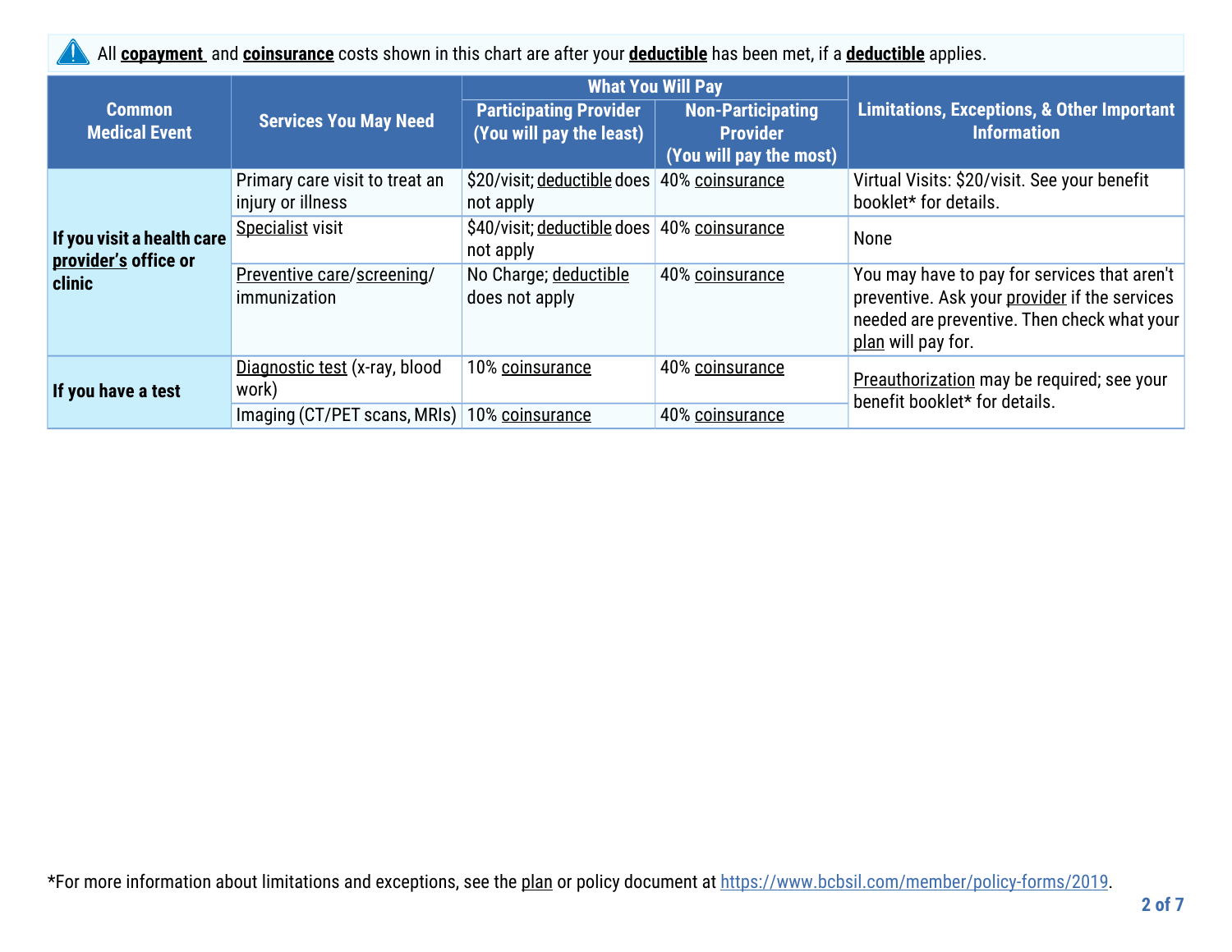All **copayment** and **coinsurance** costs shown in this chart are after your **deductible** has been met, if a **deductible** applies.

| Common Medical Event | Services You May Need | What You Will Pay | | Limitations, Exceptions, & Other Important Information |
|---|---|---|---|---|
| | | Participating Provider (You will pay the least) | Non-Participating Provider (You will pay the most) | |
| If you visit a health care provider's office or clinic | Primary care visit to treat an injury or illness | $20/visit; deductible does not apply | 40% coinsurance | Virtual Visits: $20/visit. See your benefit booklet* for details. |
| | Specialist visit | $40/visit; deductible does not apply | 40% coinsurance | None |
| | Preventive care/screening/ immunization | No Charge; deductible does not apply | 40% coinsurance | You may have to pay for services that aren't preventive. Ask your provider if the services needed are preventive. Then check what your plan will pay for. |
| If you have a test | Diagnostic test (x-ray, blood work) | 10% coinsurance | 40% coinsurance | Preauthorization may be required; see your benefit booklet* for details. |
| | Imaging (CT/PET scans, MRIs) | 10% coinsurance | 40% coinsurance | |

*For more information about limitations and exceptions, see the plan or policy document at https://www.bcbsil.com/member/policy-forms/2019.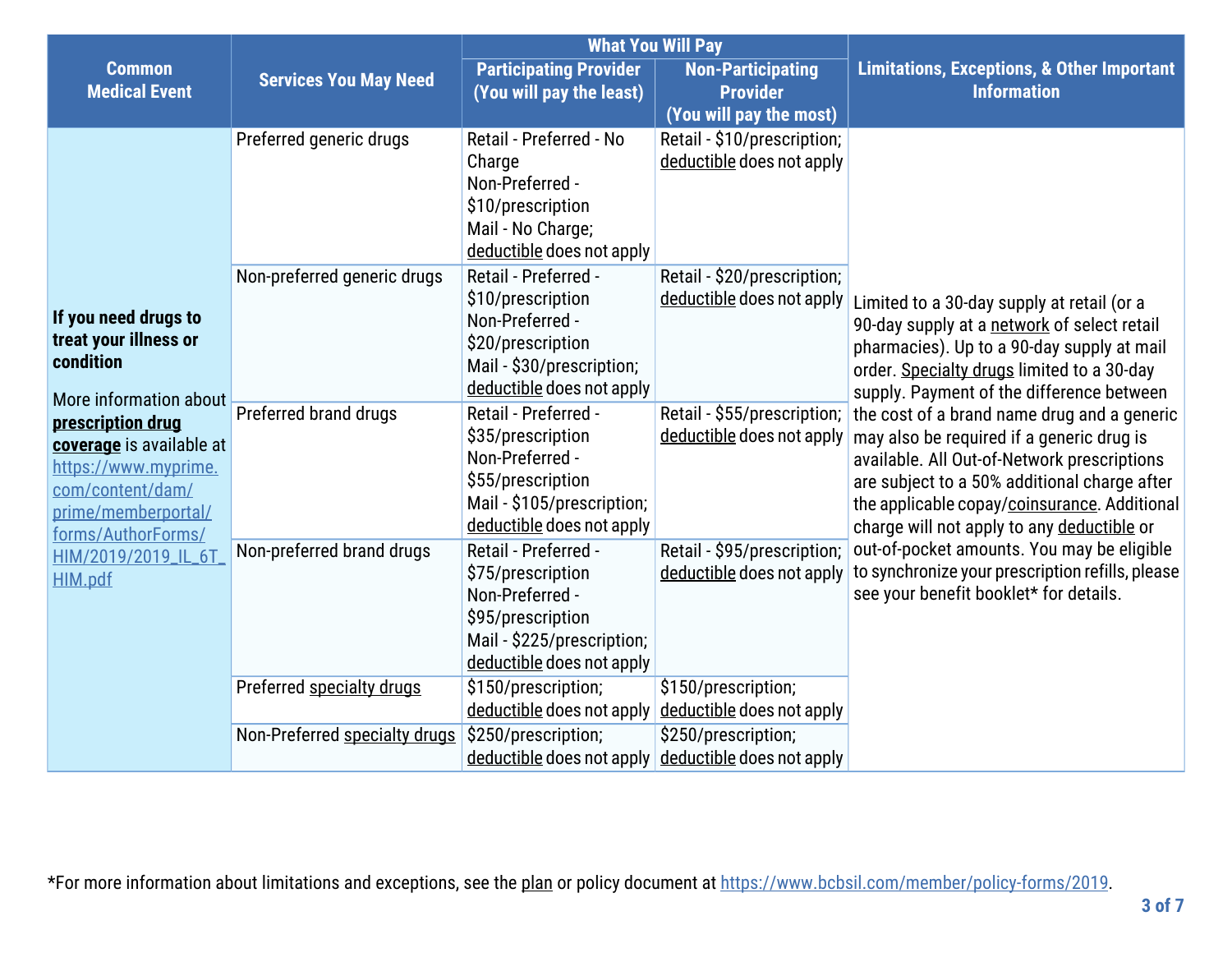| Common Medical Event | Services You May Need | What You Will Pay | | Limitations, Exceptions, & Other Important Information |
|---|---|---|---|---|
| | | Participating Provider (You will pay the least) | Non-Participating Provider (You will pay the most) | |
| **If you need drugs to treat your illness or condition** More information about **prescription drug coverage** is available at https://www.myprime.com/content/dam/prime/memberportal/forms/AuthorForms/HIM/2019/2019_IL_6T_HIM.pdf | Preferred generic drugs | Retail - Preferred - No Charge Non-Preferred - $10/prescription Mail - No Charge; deductible does not apply | Retail - $10/prescription; deductible does not apply | Limited to a 30-day supply at retail (or a 90-day supply at a network of select retail pharmacies). Up to a 90-day supply at mail order. Specialty drugs limited to a 30-day supply. Payment of the difference between the cost of a brand name drug and a generic may also be required if a generic drug is available. All Out-of-Network prescriptions are subject to a 50% additional charge after the applicable copay/coinsurance. Additional charge will not apply to any deductible or out-of-pocket amounts. You may be eligible to synchronize your prescription refills, please see your benefit booklet* for details. |
| | Non-preferred generic drugs | Retail - Preferred - $10/prescription Non-Preferred - $20/prescription Mail - $30/prescription; deductible does not apply | Retail - $20/prescription; deductible does not apply | |
| | Preferred brand drugs | Retail - Preferred - $35/prescription Non-Preferred - $55/prescription Mail - $105/prescription; deductible does not apply | Retail - $55/prescription; deductible does not apply | |
| | Non-preferred brand drugs | Retail - Preferred - $75/prescription Non-Preferred - $95/prescription Mail - $225/prescription; deductible does not apply | Retail - $95/prescription; deductible does not apply | |
| | Preferred specialty drugs | $150/prescription; deductible does not apply | $150/prescription; deductible does not apply | |
| | Non-Preferred specialty drugs | $250/prescription; deductible does not apply | $250/prescription; deductible does not apply | |

*For more information about limitations and exceptions, see the plan or policy document at https://www.bcbsil.com/member/policy-forms/2019.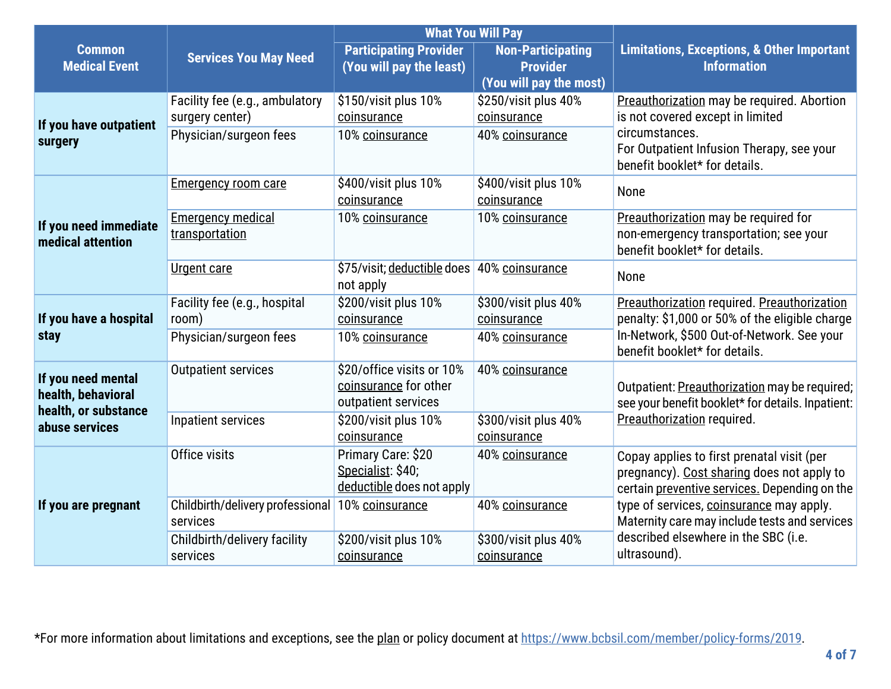| Common Medical Event | Services You May Need | What You Will Pay | | Limitations, Exceptions, & Other Important Information |
|---|---|---|---|---|
| | | Participating Provider (You will pay the least) | Non-Participating Provider (You will pay the most) | |
| If you have outpatient surgery | Facility fee (e.g., ambulatory surgery center) | $150/visit plus 10% coinsurance | $250/visit plus 40% coinsurance | Preauthorization may be required. Abortion is not covered except in limited circumstances. For Outpatient Infusion Therapy, see your benefit booklet* for details. |
| | Physician/surgeon fees | 10% coinsurance | 40% coinsurance | |
| If you need immediate medical attention | Emergency room care | $400/visit plus 10% coinsurance | $400/visit plus 10% coinsurance | None |
| | Emergency medical transportation | 10% coinsurance | 10% coinsurance | Preauthorization may be required for non-emergency transportation; see your benefit booklet* for details. |
| | Urgent care | $75/visit; deductible does not apply | 40% coinsurance | None |
| If you have a hospital stay | Facility fee (e.g., hospital room) | $200/visit plus 10% coinsurance | $300/visit plus 40% coinsurance | Preauthorization required. Preauthorization penalty: $1,000 or 50% of the eligible charge In-Network, $500 Out-of-Network. See your benefit booklet* for details. |
| | Physician/surgeon fees | 10% coinsurance | 40% coinsurance | |
| If you need mental health, behavioral health, or substance abuse services | Outpatient services | $20/office visits or 10% coinsurance for other outpatient services | 40% coinsurance | Outpatient: Preauthorization may be required; see your benefit booklet* for details. Inpatient: Preauthorization required. |
| | Inpatient services | $200/visit plus 10% coinsurance | $300/visit plus 40% coinsurance | |
| If you are pregnant | Office visits | Primary Care: $20 Specialist: $40; deductible does not apply | 40% coinsurance | Copay applies to first prenatal visit (per pregnancy). Cost sharing does not apply to certain preventive services. Depending on the type of services, coinsurance may apply. Maternity care may include tests and services described elsewhere in the SBC (i.e. ultrasound). |
| | Childbirth/delivery professional services | 10% coinsurance | 40% coinsurance | |
| | Childbirth/delivery facility services | $200/visit plus 10% coinsurance | $300/visit plus 40% coinsurance | |

*For more information about limitations and exceptions, see the plan or policy document at https://www.bcbsil.com/member/policy-forms/2019.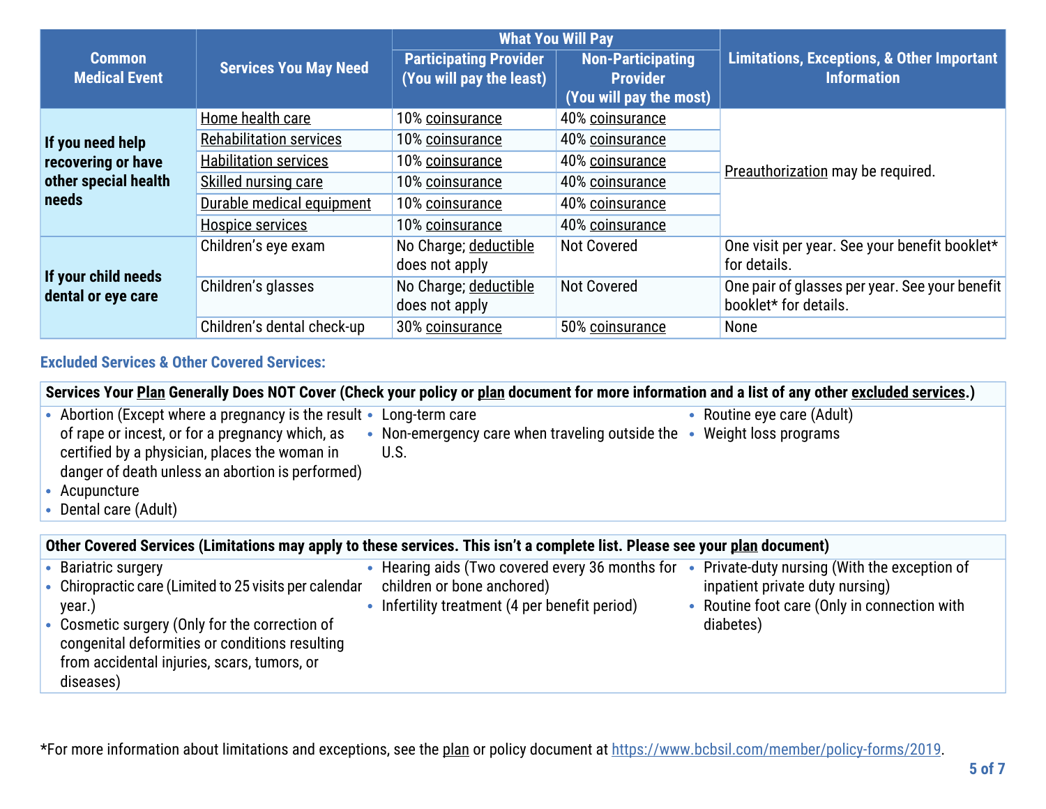| Common Medical Event | Services You May Need | What You Will Pay | | Limitations, Exceptions, & Other Important Information |
|---|---|---|---|---|
| | | Participating Provider (You will pay the least) | Non-Participating Provider (You will pay the most) | |
| **If you need help recovering or have other special health needs** | Home health care | 10% coinsurance | 40% coinsurance | Preauthorization may be required. |
| | Rehabilitation services | 10% coinsurance | 40% coinsurance | |
| | Habilitation services | 10% coinsurance | 40% coinsurance | |
| | Skilled nursing care | 10% coinsurance | 40% coinsurance | |
| | Durable medical equipment | 10% coinsurance | 40% coinsurance | |
| | Hospice services | 10% coinsurance | 40% coinsurance | |
| **If your child needs dental or eye care** | Children's eye exam | No Charge; deductible does not apply | Not Covered | One visit per year. See your benefit booklet* for details. |
| | Children's glasses | No Charge; deductible does not apply | Not Covered | One pair of glasses per year. See your benefit booklet* for details. |
| | Children's dental check-up | 30% coinsurance | 50% coinsurance | None |

## Excluded Services & Other Covered Services:

**Services Your Plan Generally Does NOT Cover (Check your policy or plan document for more information and a list of any other excluded services.)**

- Abortion (Except where a pregnancy is the result of rape or incest, or for a pregnancy which, as certified by a physician, places the woman in danger of death unless an abortion is performed)
- Acupuncture
- Dental care (Adult)
- Long-term care
- Non-emergency care when traveling outside the U.S.
- Routine eye care (Adult)
- Weight loss programs

**Other Covered Services (Limitations may apply to these services. This isn't a complete list. Please see your plan document)**

- Bariatric surgery
- Chiropractic care (Limited to 25 visits per calendar year.)
- Cosmetic surgery (Only for the correction of congenital deformities or conditions resulting from accidental injuries, scars, tumors, or diseases)
- Hearing aids (Two covered every 36 months for children or bone anchored)
- Infertility treatment (4 per benefit period)
- Private-duty nursing (With the exception of inpatient private duty nursing)
- Routine foot care (Only in connection with diabetes)

*For more information about limitations and exceptions, see the plan or policy document at https://www.bcbsil.com/member/policy-forms/2019.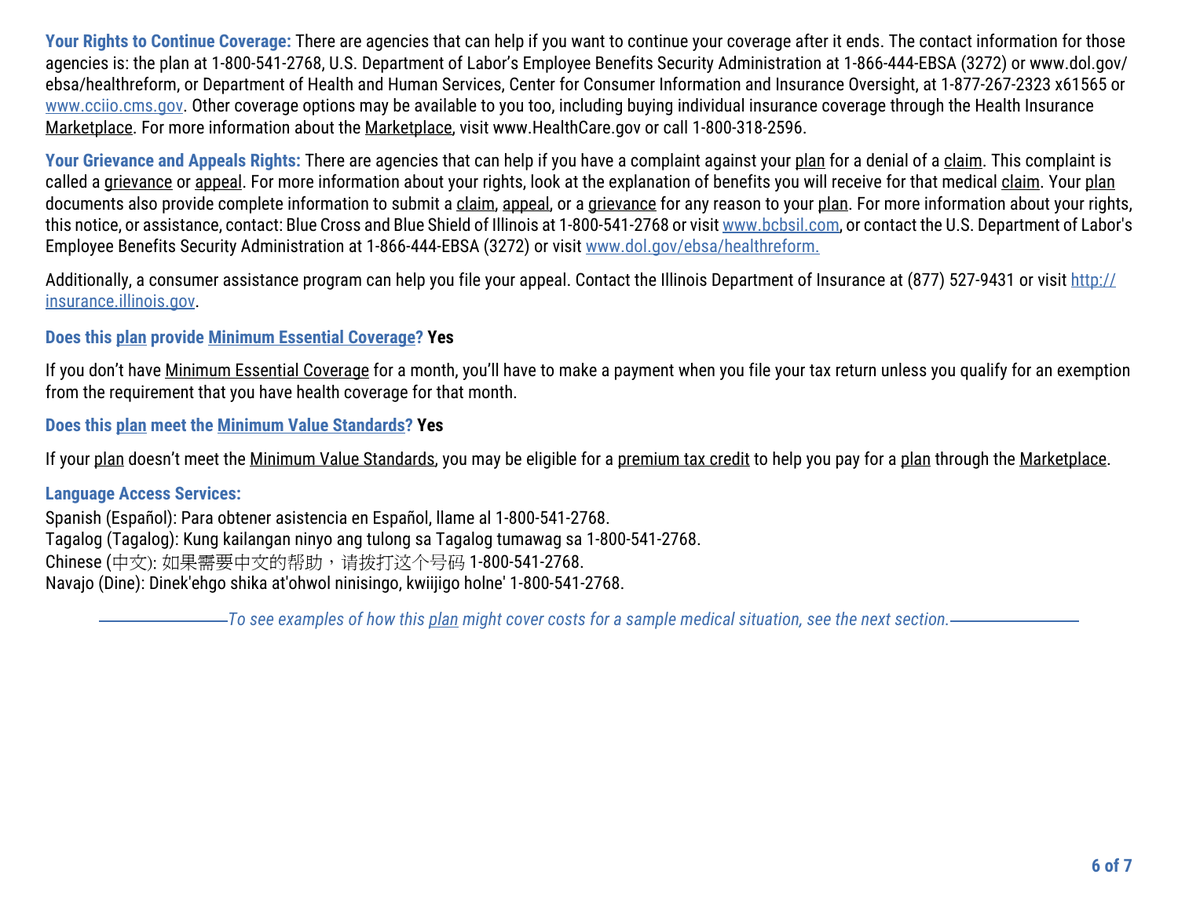**Your Rights to Continue Coverage:** There are agencies that can help if you want to continue your coverage after it ends. The contact information for those agencies is: the plan at 1-800-541-2768, U.S. Department of Labor's Employee Benefits Security Administration at 1-866-444-EBSA (3272) or www.dol.gov/ebsa/healthreform, or Department of Health and Human Services, Center for Consumer Information and Insurance Oversight, at 1-877-267-2323 x61565 or www.cciio.cms.gov. Other coverage options may be available to you too, including buying individual insurance coverage through the Health Insurance Marketplace. For more information about the Marketplace, visit www.HealthCare.gov or call 1-800-318-2596.

**Your Grievance and Appeals Rights:** There are agencies that can help if you have a complaint against your plan for a denial of a claim. This complaint is called a grievance or appeal. For more information about your rights, look at the explanation of benefits you will receive for that medical claim. Your plan documents also provide complete information to submit a claim, appeal, or a grievance for any reason to your plan. For more information about your rights, this notice, or assistance, contact: Blue Cross and Blue Shield of Illinois at 1-800-541-2768 or visit www.bcbsil.com, or contact the U.S. Department of Labor's Employee Benefits Security Administration at 1-866-444-EBSA (3272) or visit www.dol.gov/ebsa/healthreform.

Additionally, a consumer assistance program can help you file your appeal. Contact the Illinois Department of Insurance at (877) 527-9431 or visit http://insurance.illinois.gov.

**Does this plan provide Minimum Essential Coverage? Yes**

If you don't have Minimum Essential Coverage for a month, you'll have to make a payment when you file your tax return unless you qualify for an exemption from the requirement that you have health coverage for that month.

**Does this plan meet the Minimum Value Standards? Yes**

If your plan doesn't meet the Minimum Value Standards, you may be eligible for a premium tax credit to help you pay for a plan through the Marketplace.

**Language Access Services:**

Spanish (Español): Para obtener asistencia en Español, llame al 1-800-541-2768.
Tagalog (Tagalog): Kung kailangan ninyo ang tulong sa Tagalog tumawag sa 1-800-541-2768.
Chinese (中文): 如果需要中文的帮助，请拔打这个号码 1-800-541-2768.
Navajo (Dine): Dinek'ehgo shika at'ohwol ninisingo, kwiijigo holne' 1-800-541-2768.

*To see examples of how this plan might cover costs for a sample medical situation, see the next section.*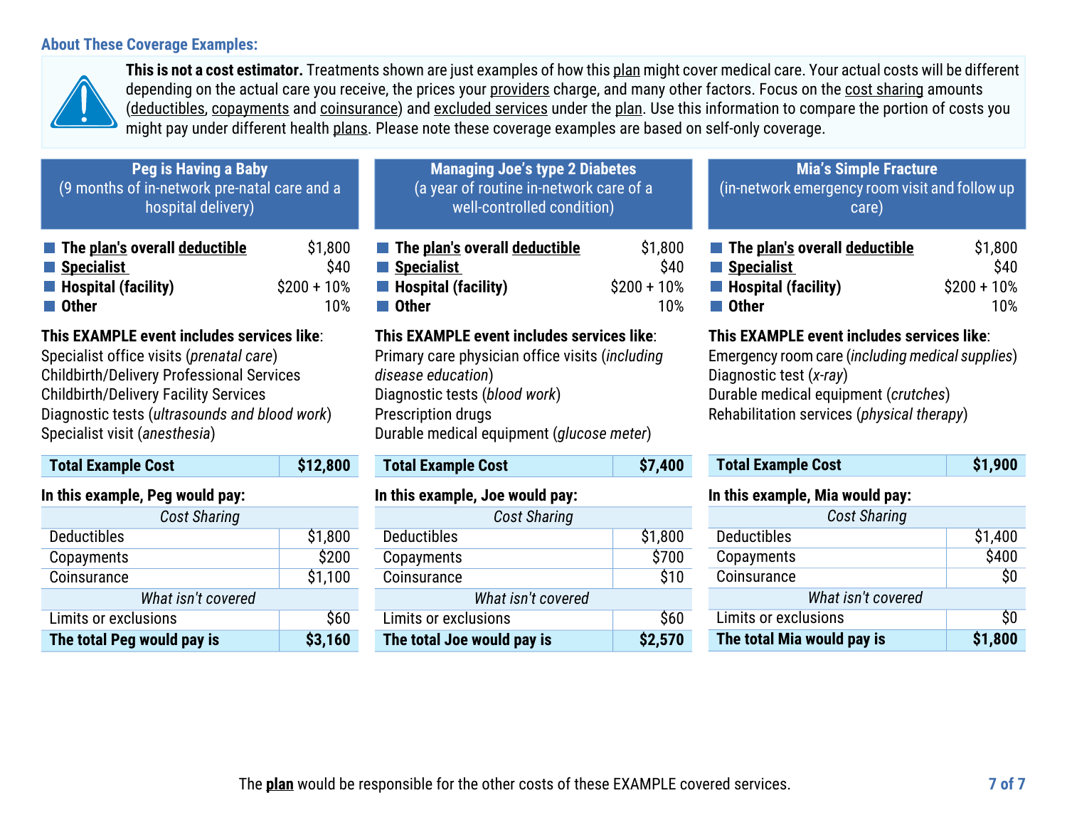### About These Coverage Examples:

**This is not a cost estimator.** Treatments shown are just examples of how this plan might cover medical care. Your actual costs will be different depending on the actual care you receive, the prices your providers charge, and many other factors. Focus on the cost sharing amounts (deductibles, copayments and coinsurance) and excluded services under the plan. Use this information to compare the portion of costs you might pay under different health plans. Please note these coverage examples are based on self-only coverage.

## Peg is Having a Baby
(9 months of in-network pre-natal care and a hospital delivery)

| | |
|---|---|
| **The plan's overall deductible** | $1,800 |
| **Specialist** | $40 |
| **Hospital (facility)** | $200 + 10% |
| **Other** | 10% |

**This EXAMPLE event includes services like**:
Specialist office visits (*prenatal care*)
Childbirth/Delivery Professional Services
Childbirth/Delivery Facility Services
Diagnostic tests (*ultrasounds and blood work*)
Specialist visit (*anesthesia*)

| **Total Example Cost** | **$12,800** |
|---|---|

**In this example, Peg would pay:**

| *Cost Sharing* | |
|---|---|
| Deductibles | $1,800 |
| Copayments | $200 |
| Coinsurance | $1,100 |
| *What isn't covered* | |
| Limits or exclusions | $60 |
| **The total Peg would pay is** | **$3,160** |

## Managing Joe's type 2 Diabetes
(a year of routine in-network care of a well-controlled condition)

| | |
|---|---|
| **The plan's overall deductible** | $1,800 |
| **Specialist** | $40 |
| **Hospital (facility)** | $200 + 10% |
| **Other** | 10% |

**This EXAMPLE event includes services like**:
Primary care physician office visits (*including disease education*)
Diagnostic tests (*blood work*)
Prescription drugs
Durable medical equipment (*glucose meter*)

| **Total Example Cost** | **$7,400** |
|---|---|

**In this example, Joe would pay:**

| *Cost Sharing* | |
|---|---|
| Deductibles | $1,800 |
| Copayments | $700 |
| Coinsurance | $10 |
| *What isn't covered* | |
| Limits or exclusions | $60 |
| **The total Joe would pay is** | **$2,570** |

## Mia's Simple Fracture
(in-network emergency room visit and follow up care)

| | |
|---|---|
| **The plan's overall deductible** | $1,800 |
| **Specialist** | $40 |
| **Hospital (facility)** | $200 + 10% |
| **Other** | 10% |

**This EXAMPLE event includes services like**:
Emergency room care (*including medical supplies*)
Diagnostic test (*x-ray*)
Durable medical equipment (*crutches*)
Rehabilitation services (*physical therapy*)

| **Total Example Cost** | **$1,900** |
|---|---|

**In this example, Mia would pay:**

| *Cost Sharing* | |
|---|---|
| Deductibles | $1,400 |
| Copayments | $400 |
| Coinsurance | $0 |
| *What isn't covered* | |
| Limits or exclusions | $0 |
| **The total Mia would pay is** | **$1,800** |

The **plan** would be responsible for the other costs of these EXAMPLE covered services.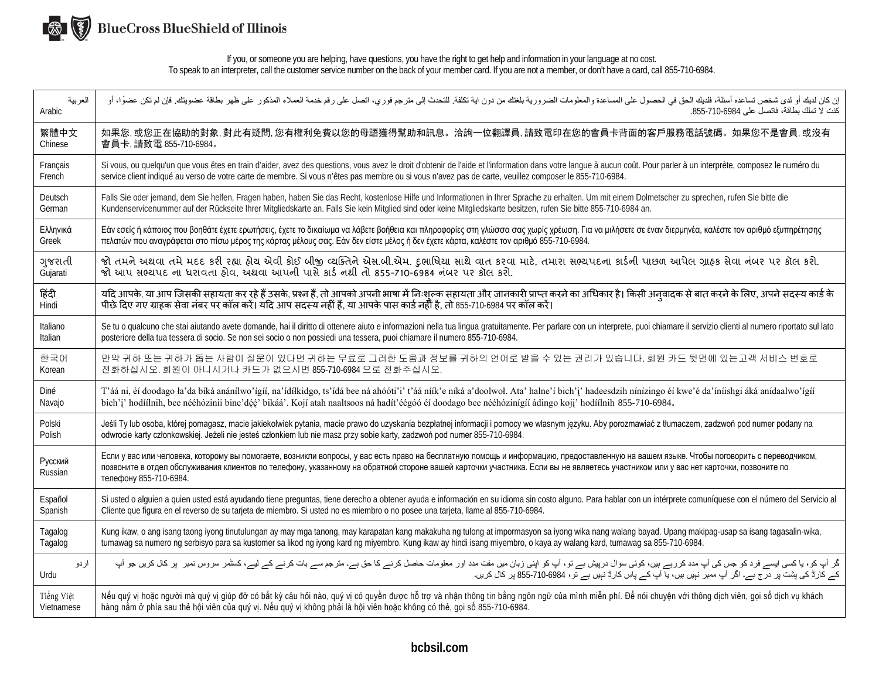BlueCross BlueShield of Illinois

If you, or someone you are helping, have questions, you have the right to get help and information in your language at no cost.
To speak to an interpreter, call the customer service number on the back of your member card. If you are not a member, or don't have a card, call 855-710-6984.

| Language | Notice |
|---|---|
| العربية<br>Arabic | إن كان لديك أو لدى شخص تساعده أسئلة، فلديك الحق في الحصول على المساعدة والمعلومات الضرورية بلغتك من دون اية تكلفة. للتحدث إلى مترجم فوري، اتصل على رقم خدمة العملاء المذكور على ظهر بطاقة عضويتك. فإن لم تكن عضوًا، أو كنت لا تملك بطاقة، فاتصل على 855-710-6984. |
| 繁體中文<br>Chinese | 如果您, 或您正在協助的對象, 對此有疑問, 您有權利免費以您的母語獲得幫助和訊息。洽詢一位翻譯員, 請致電印在您的會員卡背面的客戶服務電話號碼。如果您不是會員, 或沒有會員卡, 請致電 855-710-6984。 |
| Français<br>French | Si vous, ou quelqu'un que vous êtes en train d'aider, avez des questions, vous avez le droit d'obtenir de l'aide et l'information dans votre langue à aucun coût. Pour parler à un interprète, composez le numéro du service client indiqué au verso de votre carte de membre. Si vous n'êtes pas membre ou si vous n'avez pas de carte, veuillez composer le 855-710-6984. |
| Deutsch<br>German | Falls Sie oder jemand, dem Sie helfen, Fragen haben, haben Sie das Recht, kostenlose Hilfe und Informationen in Ihrer Sprache zu erhalten. Um mit einem Dolmetscher zu sprechen, rufen Sie bitte die Kundenservicenummer auf der Rückseite Ihrer Mitgliedskarte an. Falls Sie kein Mitglied sind oder keine Mitgliedskarte besitzen, rufen Sie bitte 855-710-6984 an. |
| Ελληνικά<br>Greek | Εάν εσείς ή κάποιος που βοηθάτε έχετε ερωτήσεις, έχετε το δικαίωμα να λάβετε βοήθεια και πληροφορίες στη γλώσσα σας χωρίς χρέωση. Για να μιλήσετε σε έναν διερμηνέα, καλέστε τον αριθμό εξυπηρέτησης πελατών που αναγράφεται στο πίσω μέρος της κάρτας μέλους σας. Εάν δεν είστε μέλος ή δεν έχετε κάρτα, καλέστε τον αριθμό 855-710-6984. |
| ગુજરાતી<br>Gujarati | જો તમને અથવા તમે મદદ કરી રહ્યા હોય એવી કોઈ બીજી વ્યક્તિને એસ.બી.એમ. દુભાષિયા સાથે વાત કરવા માટે, તમારા સભ્યપદના કાર્ડની પાછળ આપેલ ગ્રાહક સેવા નંબર પર કૉલ કરો. જો આપ સભ્યપદ ના ધરાવતા હોવ, અથવા આપની પાસે કાર્ડ નથી તો 855-710-6984 નંબર પર કૉલ કરો. |
| हिंदी<br>Hindi | यदि आपके, या आप जिसकी सहायता कर रहे हैं उसके, प्रश्न हैं, तो आपको अपनी भाषा में निःशुल्क सहायता और जानकारी प्राप्त करने का अधिकार है। किसी अनुवादक से बात करने के लिए, अपने सदस्य कार्ड के पीछे दिए गए ग्राहक सेवा नंबर पर कॉल करें। यदि आप सदस्य नहीं हैं, या आपके पास कार्ड नहीं है, तो 855-710-6984 पर कॉल करें। |
| Italiano<br>Italian | Se tu o qualcuno che stai aiutando avete domande, hai il diritto di ottenere aiuto e informazioni nella tua lingua gratuitamente. Per parlare con un interprete, puoi chiamare il servizio clienti al numero riportato sul lato posteriore della tua tessera di socio. Se non sei socio o non possiedi una tessera, puoi chiamare il numero 855-710-6984. |
| 한국어<br>Korean | 만약 귀하 또는 귀하가 돕는 사람이 질문이 있다면 귀하는 무료로 그러한 도움과 정보를 귀하의 언어로 받을 수 있는 권리가 있습니다. 회원 카드 뒷면에 있는고객 서비스 번호로 전화하십시오. 회원이 아니시거나 카드가 없으시면 855-710-6984 으로 전화주십시오. |
| Diné<br>Navajo | T'áá ni, éí doodago ła'da bíká anánílwo'ígíí, na'ídílkidgo, ts'ídá bee ná ahóóti'i' t'áá níík'e níká a'doolwoł. Ata' halne'í bich'į' hadeesdzih nínízingo éí kwe'é da'íníishgi áká anídaalwo'ígíí bich'į' hodíílnih, bee nééhózinii bine'dęę' bikáá'. Kojí atah naaltsoos ná hadít'éégóó éí doodago bee nééhózinígíí ádingo koji' hodíílnih 855-710-6984. |
| Polski<br>Polish | Jeśli Ty lub osoba, której pomagasz, macie jakiekolwiek pytania, macie prawo do uzyskania bezpłatnej informacji i pomocy we własnym języku. Aby porozmawiać z tłumaczem, zadzwoń pod numer podany na odwrocie karty członkowskiej. Jeżeli nie jesteś członkiem lub nie masz przy sobie karty, zadzwoń pod numer 855-710-6984. |
| Русский<br>Russian | Если у вас или человека, которому вы помогаете, возникли вопросы, у вас есть право на бесплатную помощь и информацию, предоставленную на вашем языке. Чтобы поговорить с переводчиком, позвоните в отдел обслуживания клиентов по телефону, указанному на обратной стороне вашей карточки участника. Если вы не являетесь участником или у вас нет карточки, позвоните по телефону 855-710-6984. |
| Español<br>Spanish | Si usted o alguien a quien usted está ayudando tiene preguntas, tiene derecho a obtener ayuda e información en su idioma sin costo alguno. Para hablar con un intérprete comuníquese con el número del Servicio al Cliente que figura en el reverso de su tarjeta de miembro. Si usted no es miembro o no posee una tarjeta, llame al 855-710-6984. |
| Tagalog<br>Tagalog | Kung ikaw, o ang isang taong iyong tinutulungan ay may mga tanong, may karapatan kang makakuha ng tulong at impormasyon sa iyong wika nang walang bayad. Upang makipag-usap sa isang tagasalin-wika, tumawag sa numero ng serbisyo para sa kustomer sa likod ng iyong kard ng miyembro. Kung ikaw ay hindi isang miyembro, o kaya ay walang kard, tumawag sa 855-710-6984. |
| اردو<br>Urdu | گر آپ کو، یا کسی ایسے فرد کو جس کی آپ مدد کررہے ہیں، کوئی سوال درپیش ہے تو، آپ کو اپنی زبان میں مفت مدد اور معلومات حاصل کرنے کا حق ہے۔ مترجم سے بات کرنے کے لیے، کسٹمر سروس نمبر پر کال کریں جو آپ کے کارڈ کی پشت پر درج ہے۔ اگر آپ ممبر نہیں ہیں، یا آپ کے پاس کارڈ نہیں ہے تو، 855-710-6984 پر کال کریں۔ |
| Tiếng Việt<br>Vietnamese | Nếu quý vị hoặc người mà quý vị giúp đỡ có bất kỳ câu hỏi nào, quý vị có quyền được hỗ trợ và nhận thông tin bằng ngôn ngữ của mình miễn phí. Để nói chuyện với thông dịch viên, gọi số dịch vụ khách hàng nằm ở phía sau thẻ hội viên của quý vị. Nếu quý vị không phải là hội viên hoặc không có thẻ, gọi số 855-710-6984. |

**bcbsil.com**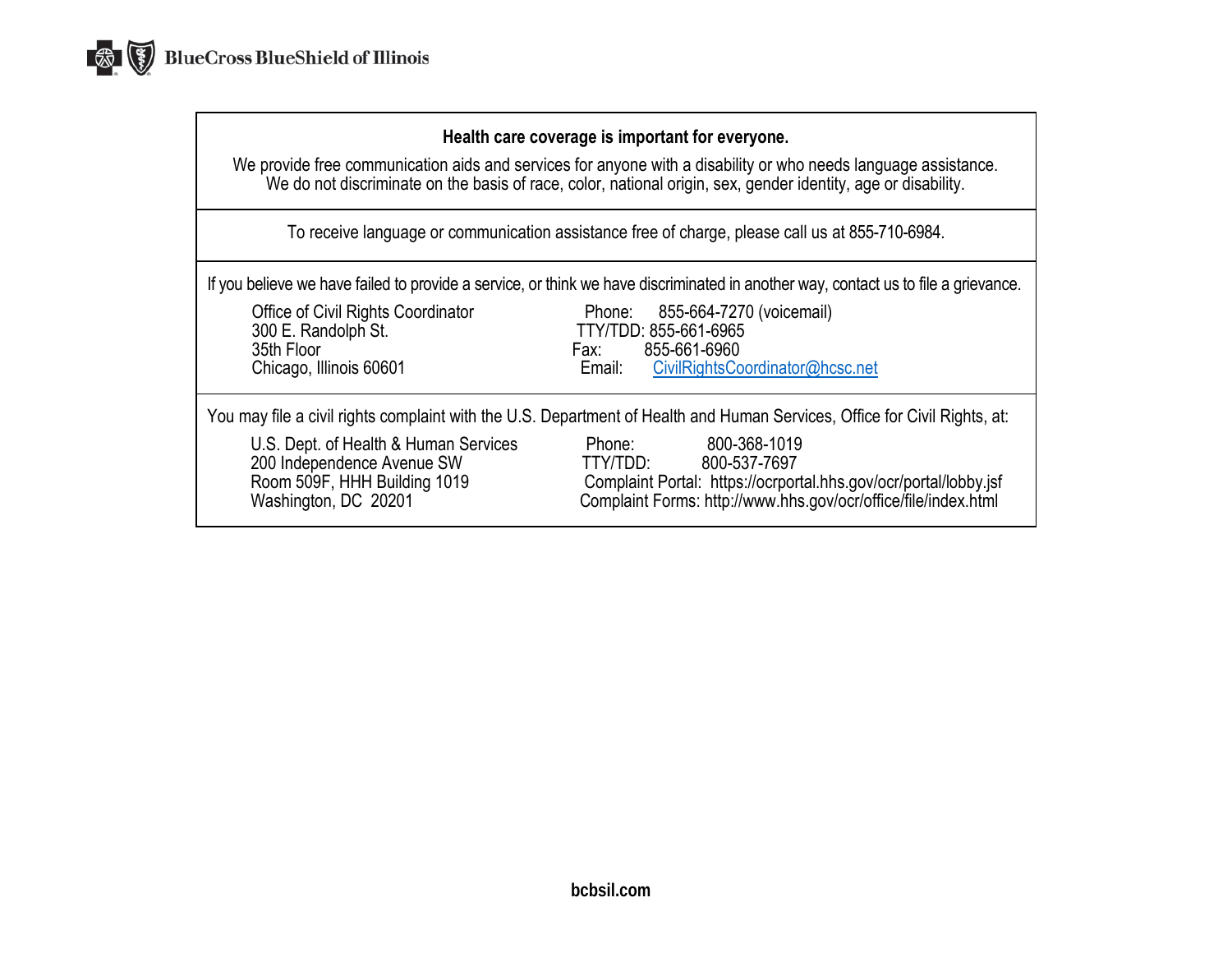BlueCross BlueShield of Illinois

**Health care coverage is important for everyone.**

We provide free communication aids and services for anyone with a disability or who needs language assistance. We do not discriminate on the basis of race, color, national origin, sex, gender identity, age or disability.

To receive language or communication assistance free of charge, please call us at 855-710-6984.

If you believe we have failed to provide a service, or think we have discriminated in another way, contact us to file a grievance.

| | |
|---|---|
| Office of Civil Rights Coordinator | Phone: 855-664-7270 (voicemail) |
| 300 E. Randolph St. | TTY/TDD: 855-661-6965 |
| 35th Floor | Fax: 855-661-6960 |
| Chicago, Illinois 60601 | Email: CivilRightsCoordinator@hcsc.net |

You may file a civil rights complaint with the U.S. Department of Health and Human Services, Office for Civil Rights, at:

| | |
|---|---|
| U.S. Dept. of Health & Human Services | Phone: 800-368-1019 |
| 200 Independence Avenue SW | TTY/TDD: 800-537-7697 |
| Room 509F, HHH Building 1019 | Complaint Portal: https://ocrportal.hhs.gov/ocr/portal/lobby.jsf |
| Washington, DC 20201 | Complaint Forms: http://www.hhs.gov/ocr/office/file/index.html |

**bcbsil.com**